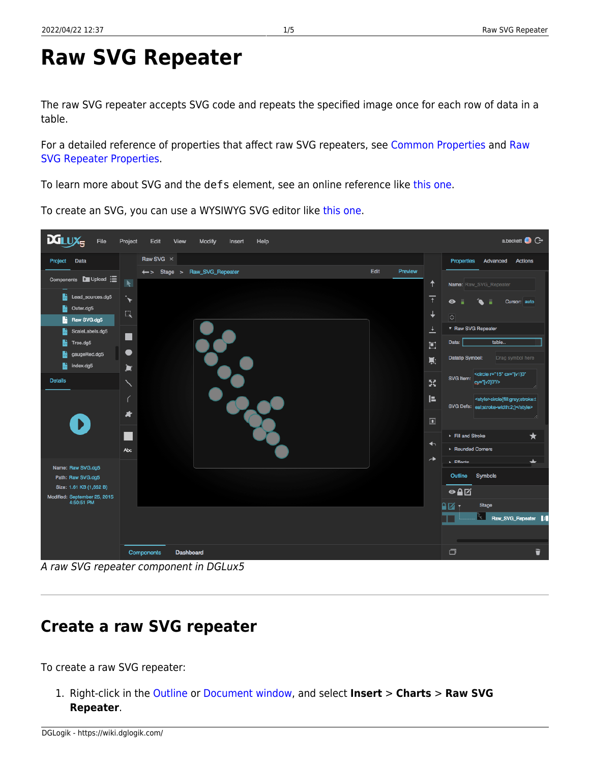# Raw SVG Repeater

The raw SVG repeater accepts SVG code and repeats the specified image once for each row of data in a table.

For a detailed reference of properties that affect raw SVG repeaters, see Common Properties and Raw SVG Repeater Properties.

To learn more about SVG and the `defs` element, see an online reference like this one.

To create an SVG, you can use a WYSIWYG SVG editor like this one.

*A raw SVG repeater component in DGLux5*

---

## Create a raw SVG repeater

To create a raw SVG repeater:

1. Right-click in the Outline or Document window, and select **Insert** > **Charts** > **Raw SVG Repeater**.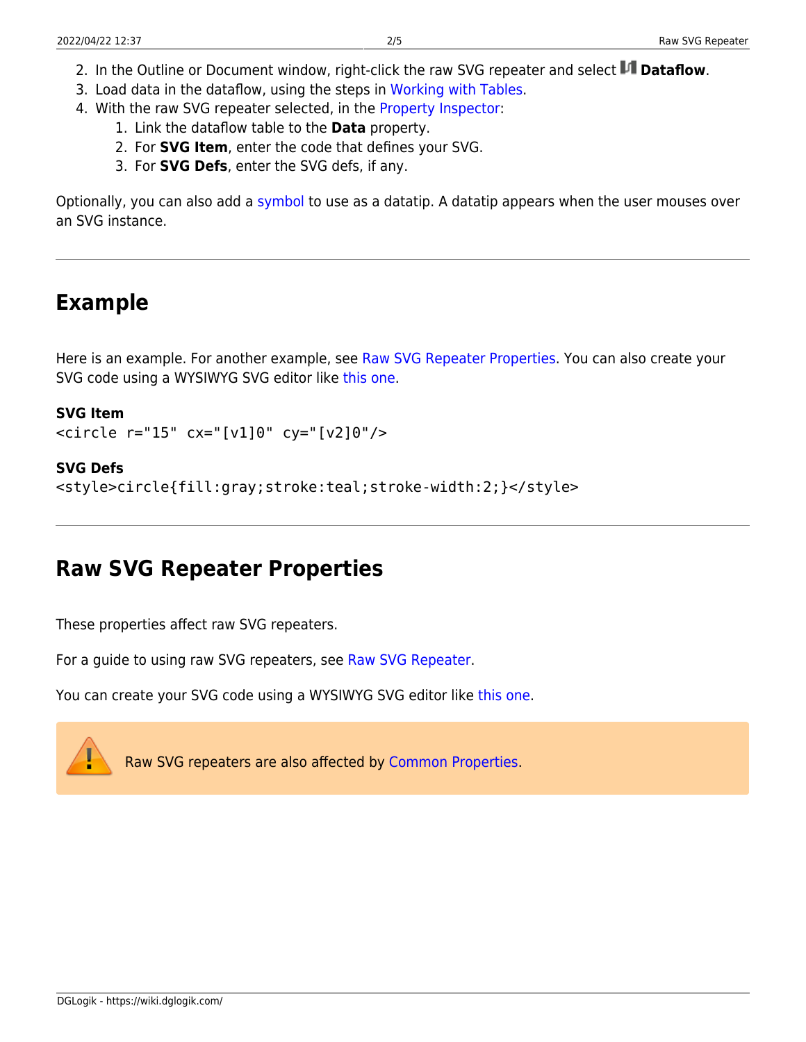2. In the Outline or Document window, right-click the raw SVG repeater and select **Dataflow**.
3. Load data in the dataflow, using the steps in Working with Tables.
4. With the raw SVG repeater selected, in the Property Inspector:
    1. Link the dataflow table to the **Data** property.
    2. For **SVG Item**, enter the code that defines your SVG.
    3. For **SVG Defs**, enter the SVG defs, if any.

Optionally, you can also add a symbol to use as a datatip. A datatip appears when the user mouses over an SVG instance.

---

## Example

Here is an example. For another example, see Raw SVG Repeater Properties. You can also create your SVG code using a WYSIWYG SVG editor like this one.

**SVG Item**

```
<circle r="15" cx="[v1]0" cy="[v2]0"/>
```

**SVG Defs**

```
<style>circle{fill:gray;stroke:teal;stroke-width:2;}</style>
```

---

## Raw SVG Repeater Properties

These properties affect raw SVG repeaters.

For a guide to using raw SVG repeaters, see Raw SVG Repeater.

You can create your SVG code using a WYSIWYG SVG editor like this one.

Raw SVG repeaters are also affected by Common Properties.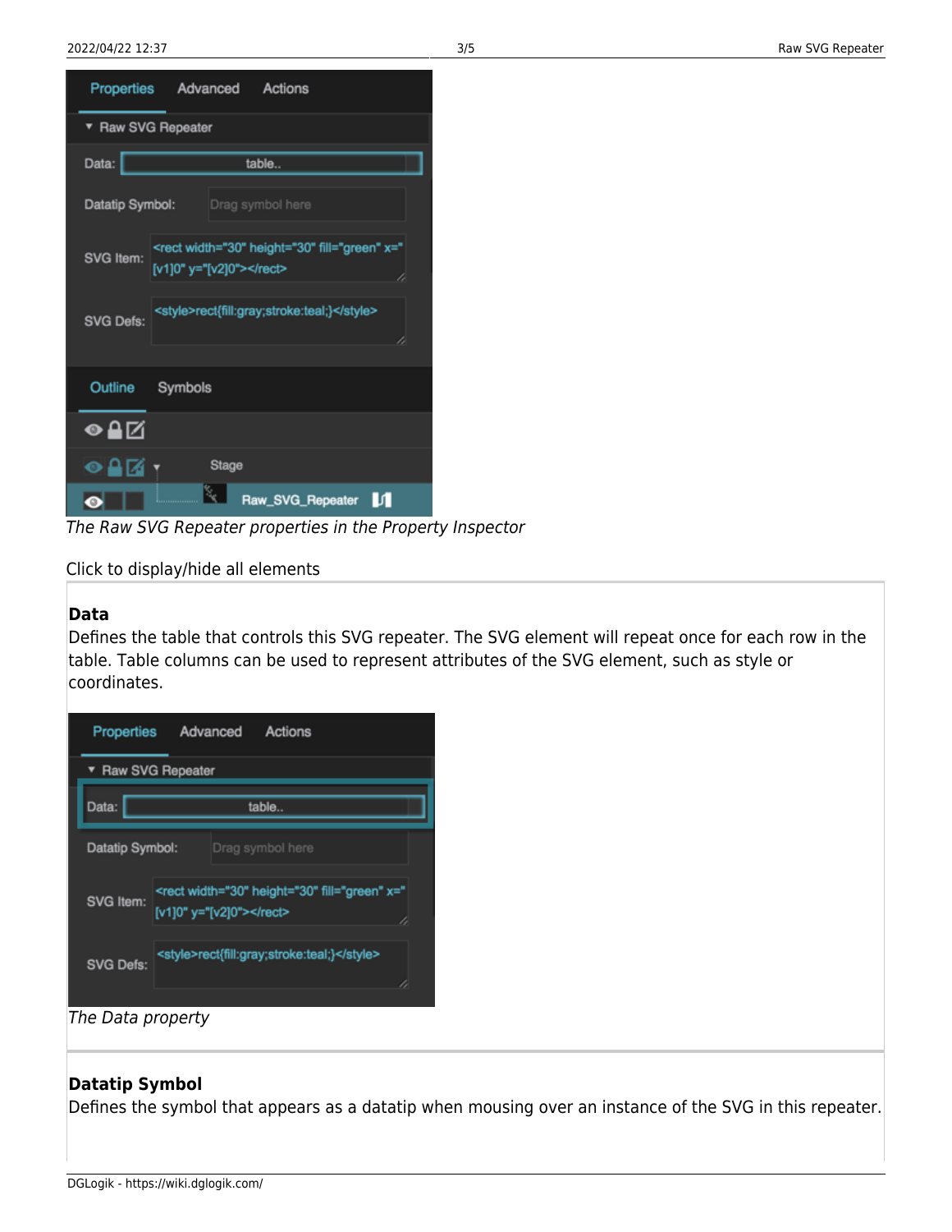*The Raw SVG Repeater properties in the Property Inspector*

Click to display/hide all elements

**Data**

Defines the table that controls this SVG repeater. The SVG element will repeat once for each row in the table. Table columns can be used to represent attributes of the SVG element, such as style or coordinates.

*The Data property*

**Datatip Symbol**

Defines the symbol that appears as a datatip when mousing over an instance of the SVG in this repeater.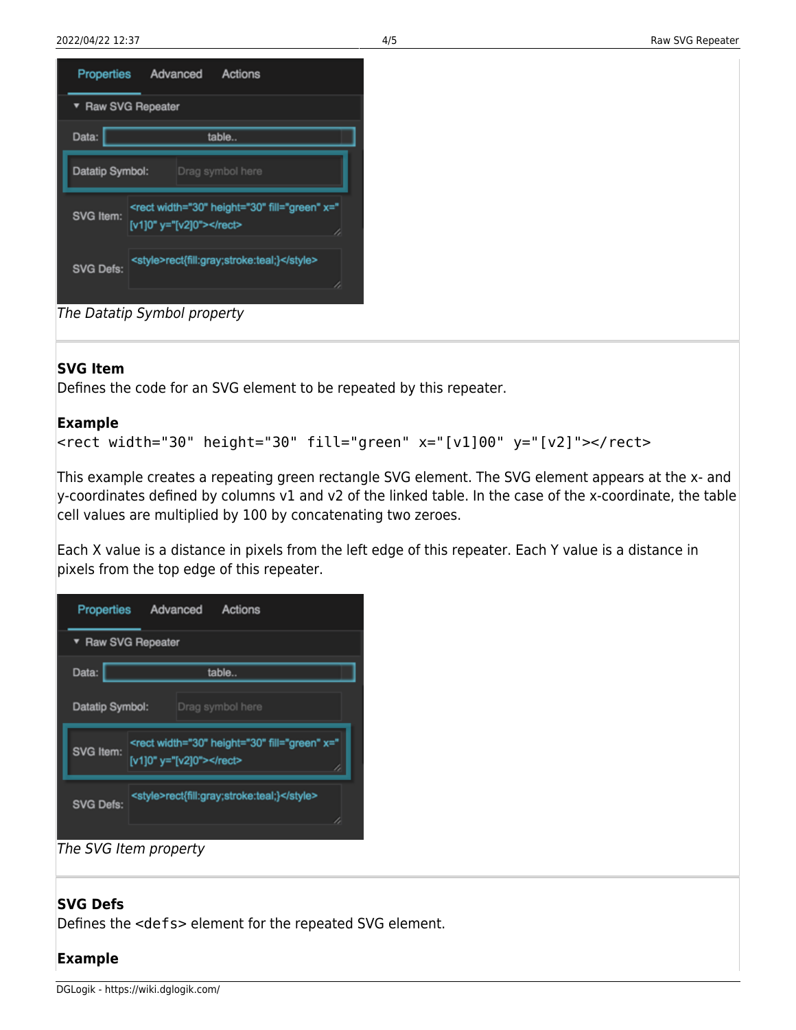*The Datatip Symbol property*

**SVG Item**
Defines the code for an SVG element to be repeated by this repeater.

**Example**
```
<rect width="30" height="30" fill="green" x="[v1]00" y="[v2]"></rect>
```

This example creates a repeating green rectangle SVG element. The SVG element appears at the x- and y-coordinates defined by columns v1 and v2 of the linked table. In the case of the x-coordinate, the table cell values are multiplied by 100 by concatenating two zeroes.

Each X value is a distance in pixels from the left edge of this repeater. Each Y value is a distance in pixels from the top edge of this repeater.

*The SVG Item property*

**SVG Defs**
Defines the `<defs>` element for the repeated SVG element.

**Example**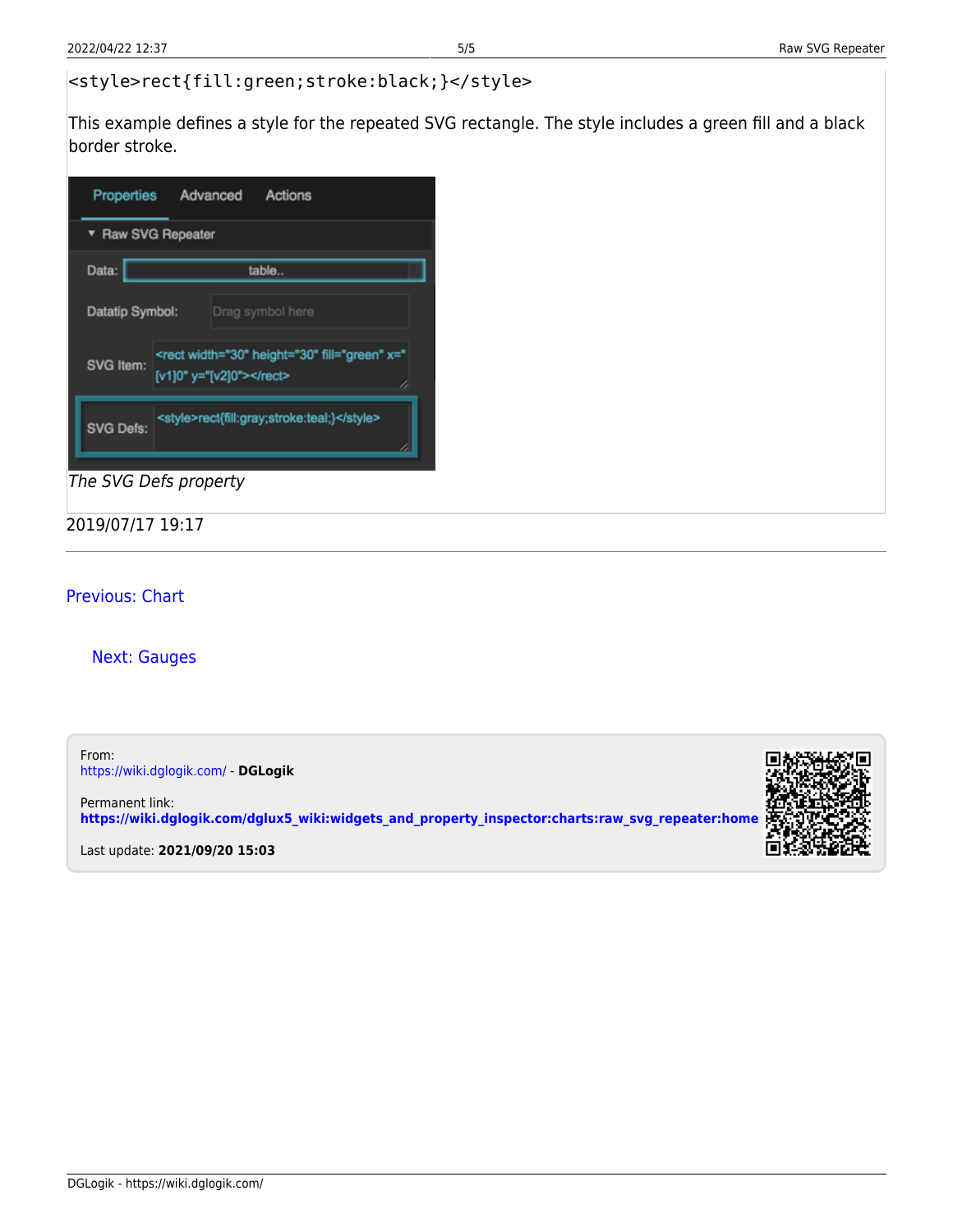```
<style>rect{fill:green;stroke:black;}</style>
```

This example defines a style for the repeated SVG rectangle. The style includes a green fill and a black border stroke.

*The SVG Defs property*

2019/07/17 19:17

Previous: Chart

Next: Gauges

From:
https://wiki.dglogik.com/ - **DGLogik**

Permanent link:
**https://wiki.dglogik.com/dglux5_wiki:widgets_and_property_inspector:charts:raw_svg_repeater:home**

Last update: **2021/09/20 15:03**